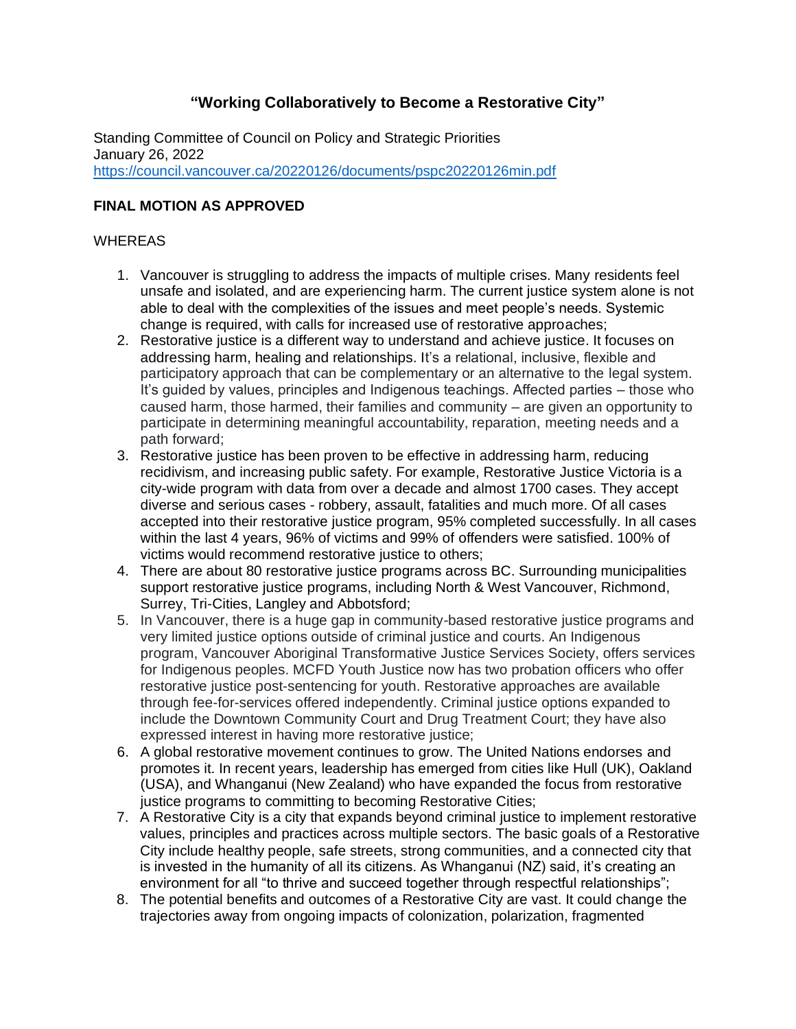# "Working Collaboratively to Become a Restorative City"

Standing Committee of Council on Policy and Strategic Priorities
January 26, 2022
https://council.vancouver.ca/20220126/documents/pspc20220126min.pdf

**FINAL MOTION AS APPROVED**

WHEREAS

1. Vancouver is struggling to address the impacts of multiple crises. Many residents feel unsafe and isolated, and are experiencing harm. The current justice system alone is not able to deal with the complexities of the issues and meet people's needs. Systemic change is required, with calls for increased use of restorative approaches;
2. Restorative justice is a different way to understand and achieve justice. It focuses on addressing harm, healing and relationships. It's a relational, inclusive, flexible and participatory approach that can be complementary or an alternative to the legal system. It's guided by values, principles and Indigenous teachings. Affected parties – those who caused harm, those harmed, their families and community – are given an opportunity to participate in determining meaningful accountability, reparation, meeting needs and a path forward;
3. Restorative justice has been proven to be effective in addressing harm, reducing recidivism, and increasing public safety. For example, Restorative Justice Victoria is a city-wide program with data from over a decade and almost 1700 cases. They accept diverse and serious cases - robbery, assault, fatalities and much more. Of all cases accepted into their restorative justice program, 95% completed successfully. In all cases within the last 4 years, 96% of victims and 99% of offenders were satisfied. 100% of victims would recommend restorative justice to others;
4. There are about 80 restorative justice programs across BC. Surrounding municipalities support restorative justice programs, including North & West Vancouver, Richmond, Surrey, Tri-Cities, Langley and Abbotsford;
5. In Vancouver, there is a huge gap in community-based restorative justice programs and very limited justice options outside of criminal justice and courts. An Indigenous program, Vancouver Aboriginal Transformative Justice Services Society, offers services for Indigenous peoples. MCFD Youth Justice now has two probation officers who offer restorative justice post-sentencing for youth. Restorative approaches are available through fee-for-services offered independently. Criminal justice options expanded to include the Downtown Community Court and Drug Treatment Court; they have also expressed interest in having more restorative justice;
6. A global restorative movement continues to grow. The United Nations endorses and promotes it. In recent years, leadership has emerged from cities like Hull (UK), Oakland (USA), and Whanganui (New Zealand) who have expanded the focus from restorative justice programs to committing to becoming Restorative Cities;
7. A Restorative City is a city that expands beyond criminal justice to implement restorative values, principles and practices across multiple sectors. The basic goals of a Restorative City include healthy people, safe streets, strong communities, and a connected city that is invested in the humanity of all its citizens. As Whanganui (NZ) said, it's creating an environment for all "to thrive and succeed together through respectful relationships";
8. The potential benefits and outcomes of a Restorative City are vast. It could change the trajectories away from ongoing impacts of colonization, polarization, fragmented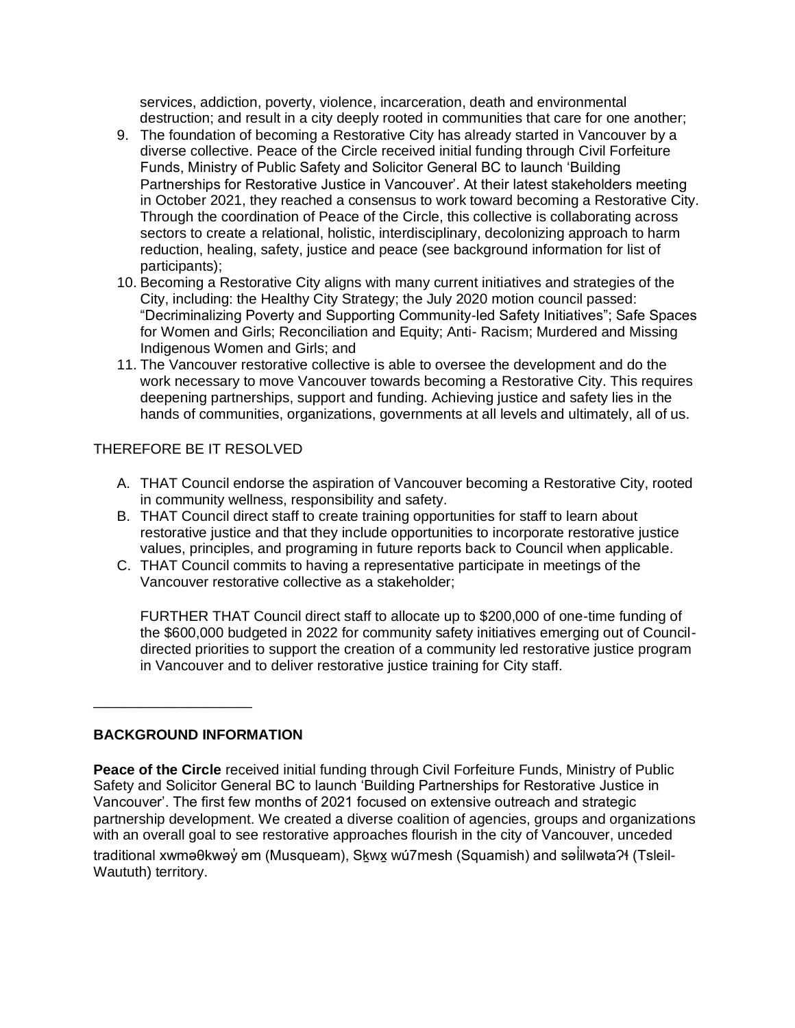services, addiction, poverty, violence, incarceration, death and environmental destruction; and result in a city deeply rooted in communities that care for one another;

9. The foundation of becoming a Restorative City has already started in Vancouver by a diverse collective. Peace of the Circle received initial funding through Civil Forfeiture Funds, Ministry of Public Safety and Solicitor General BC to launch 'Building Partnerships for Restorative Justice in Vancouver'. At their latest stakeholders meeting in October 2021, they reached a consensus to work toward becoming a Restorative City. Through the coordination of Peace of the Circle, this collective is collaborating across sectors to create a relational, holistic, interdisciplinary, decolonizing approach to harm reduction, healing, safety, justice and peace (see background information for list of participants);
10. Becoming a Restorative City aligns with many current initiatives and strategies of the City, including: the Healthy City Strategy; the July 2020 motion council passed: "Decriminalizing Poverty and Supporting Community-led Safety Initiatives"; Safe Spaces for Women and Girls; Reconciliation and Equity; Anti- Racism; Murdered and Missing Indigenous Women and Girls; and
11. The Vancouver restorative collective is able to oversee the development and do the work necessary to move Vancouver towards becoming a Restorative City. This requires deepening partnerships, support and funding. Achieving justice and safety lies in the hands of communities, organizations, governments at all levels and ultimately, all of us.

THEREFORE BE IT RESOLVED

A. THAT Council endorse the aspiration of Vancouver becoming a Restorative City, rooted in community wellness, responsibility and safety.
B. THAT Council direct staff to create training opportunities for staff to learn about restorative justice and that they include opportunities to incorporate restorative justice values, principles, and programing in future reports back to Council when applicable.
C. THAT Council commits to having a representative participate in meetings of the Vancouver restorative collective as a stakeholder;

   FURTHER THAT Council direct staff to allocate up to $200,000 of one-time funding of the $600,000 budgeted in 2022 for community safety initiatives emerging out of Council-directed priorities to support the creation of a community led restorative justice program in Vancouver and to deliver restorative justice training for City staff.

---

**BACKGROUND INFORMATION**

**Peace of the Circle** received initial funding through Civil Forfeiture Funds, Ministry of Public Safety and Solicitor General BC to launch 'Building Partnerships for Restorative Justice in Vancouver'. The first few months of 2021 focused on extensive outreach and strategic partnership development. We created a diverse coalition of agencies, groups and organizations with an overall goal to see restorative approaches flourish in the city of Vancouver, unceded traditional xʷməθkʷəy̓əm (Musqueam), Sḵwx̱wú7mesh (Squamish) and səl̓ilwətaʔɬ (Tsleil-Waututh) territory.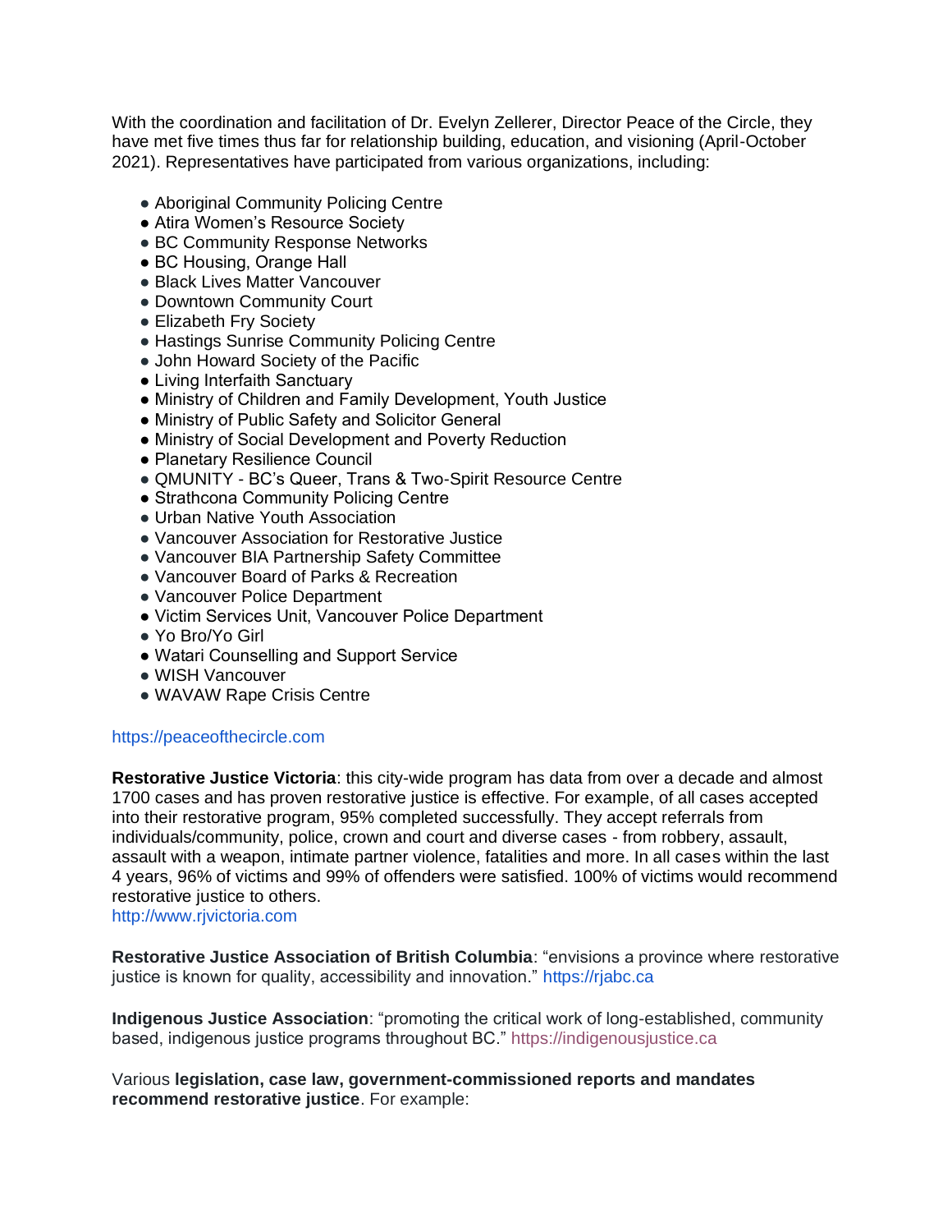With the coordination and facilitation of Dr. Evelyn Zellerer, Director Peace of the Circle, they have met five times thus far for relationship building, education, and visioning (April-October 2021). Representatives have participated from various organizations, including:

- Aboriginal Community Policing Centre
- Atira Women's Resource Society
- BC Community Response Networks
- BC Housing, Orange Hall
- Black Lives Matter Vancouver
- Downtown Community Court
- Elizabeth Fry Society
- Hastings Sunrise Community Policing Centre
- John Howard Society of the Pacific
- Living Interfaith Sanctuary
- Ministry of Children and Family Development, Youth Justice
- Ministry of Public Safety and Solicitor General
- Ministry of Social Development and Poverty Reduction
- Planetary Resilience Council
- QMUNITY - BC's Queer, Trans & Two-Spirit Resource Centre
- Strathcona Community Policing Centre
- Urban Native Youth Association
- Vancouver Association for Restorative Justice
- Vancouver BIA Partnership Safety Committee
- Vancouver Board of Parks & Recreation
- Vancouver Police Department
- Victim Services Unit, Vancouver Police Department
- Yo Bro/Yo Girl
- Watari Counselling and Support Service
- WISH Vancouver
- WAVAW Rape Crisis Centre

https://peaceofthecircle.com

**Restorative Justice Victoria**: this city-wide program has data from over a decade and almost 1700 cases and has proven restorative justice is effective. For example, of all cases accepted into their restorative program, 95% completed successfully. They accept referrals from individuals/community, police, crown and court and diverse cases - from robbery, assault, assault with a weapon, intimate partner violence, fatalities and more. In all cases within the last 4 years, 96% of victims and 99% of offenders were satisfied. 100% of victims would recommend restorative justice to others.
http://www.rjvictoria.com

**Restorative Justice Association of British Columbia**: "envisions a province where restorative justice is known for quality, accessibility and innovation." https://rjabc.ca

**Indigenous Justice Association**: "promoting the critical work of long-established, community based, indigenous justice programs throughout BC." https://indigenousjustice.ca

Various **legislation, case law, government-commissioned reports and mandates recommend restorative justice**. For example: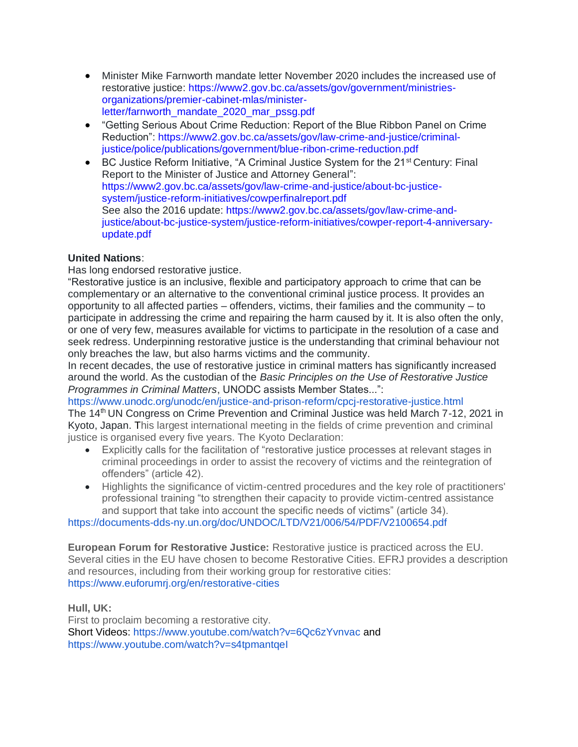- Minister Mike Farnworth mandate letter November 2020 includes the increased use of restorative justice: https://www2.gov.bc.ca/assets/gov/government/ministries-organizations/premier-cabinet-mlas/minister-letter/farnworth_mandate_2020_mar_pssg.pdf
- "Getting Serious About Crime Reduction: Report of the Blue Ribbon Panel on Crime Reduction": https://www2.gov.bc.ca/assets/gov/law-crime-and-justice/criminal-justice/police/publications/government/blue-ribon-crime-reduction.pdf
- BC Justice Reform Initiative, "A Criminal Justice System for the 21st Century: Final Report to the Minister of Justice and Attorney General": https://www2.gov.bc.ca/assets/gov/law-crime-and-justice/about-bc-justice-system/justice-reform-initiatives/cowperfinalreport.pdf
  See also the 2016 update: https://www2.gov.bc.ca/assets/gov/law-crime-and-justice/about-bc-justice-system/justice-reform-initiatives/cowper-report-4-anniversary-update.pdf

**United Nations**:
Has long endorsed restorative justice.
"Restorative justice is an inclusive, flexible and participatory approach to crime that can be complementary or an alternative to the conventional criminal justice process. It provides an opportunity to all affected parties – offenders, victims, their families and the community – to participate in addressing the crime and repairing the harm caused by it. It is also often the only, or one of very few, measures available for victims to participate in the resolution of a case and seek redress. Underpinning restorative justice is the understanding that criminal behaviour not only breaches the law, but also harms victims and the community.
In recent decades, the use of restorative justice in criminal matters has significantly increased around the world. As the custodian of the *Basic Principles on the Use of Restorative Justice Programmes in Criminal Matters*, UNODC assists Member States...":
https://www.unodc.org/unodc/en/justice-and-prison-reform/cpcj-restorative-justice.html
The 14th UN Congress on Crime Prevention and Criminal Justice was held March 7-12, 2021 in Kyoto, Japan. This largest international meeting in the fields of crime prevention and criminal justice is organised every five years. The Kyoto Declaration:

- Explicitly calls for the facilitation of "restorative justice processes at relevant stages in criminal proceedings in order to assist the recovery of victims and the reintegration of offenders" (article 42).
- Highlights the significance of victim-centred procedures and the key role of practitioners' professional training "to strengthen their capacity to provide victim-centred assistance and support that take into account the specific needs of victims" (article 34).

https://documents-dds-ny.un.org/doc/UNDOC/LTD/V21/006/54/PDF/V2100654.pdf

**European Forum for Restorative Justice:** Restorative justice is practiced across the EU. Several cities in the EU have chosen to become Restorative Cities. EFRJ provides a description and resources, including from their working group for restorative cities:
https://www.euforumrj.org/en/restorative-cities

**Hull, UK:**
First to proclaim becoming a restorative city.
Short Videos: https://www.youtube.com/watch?v=6Qc6zYvnvac and
https://www.youtube.com/watch?v=s4tpmantqeI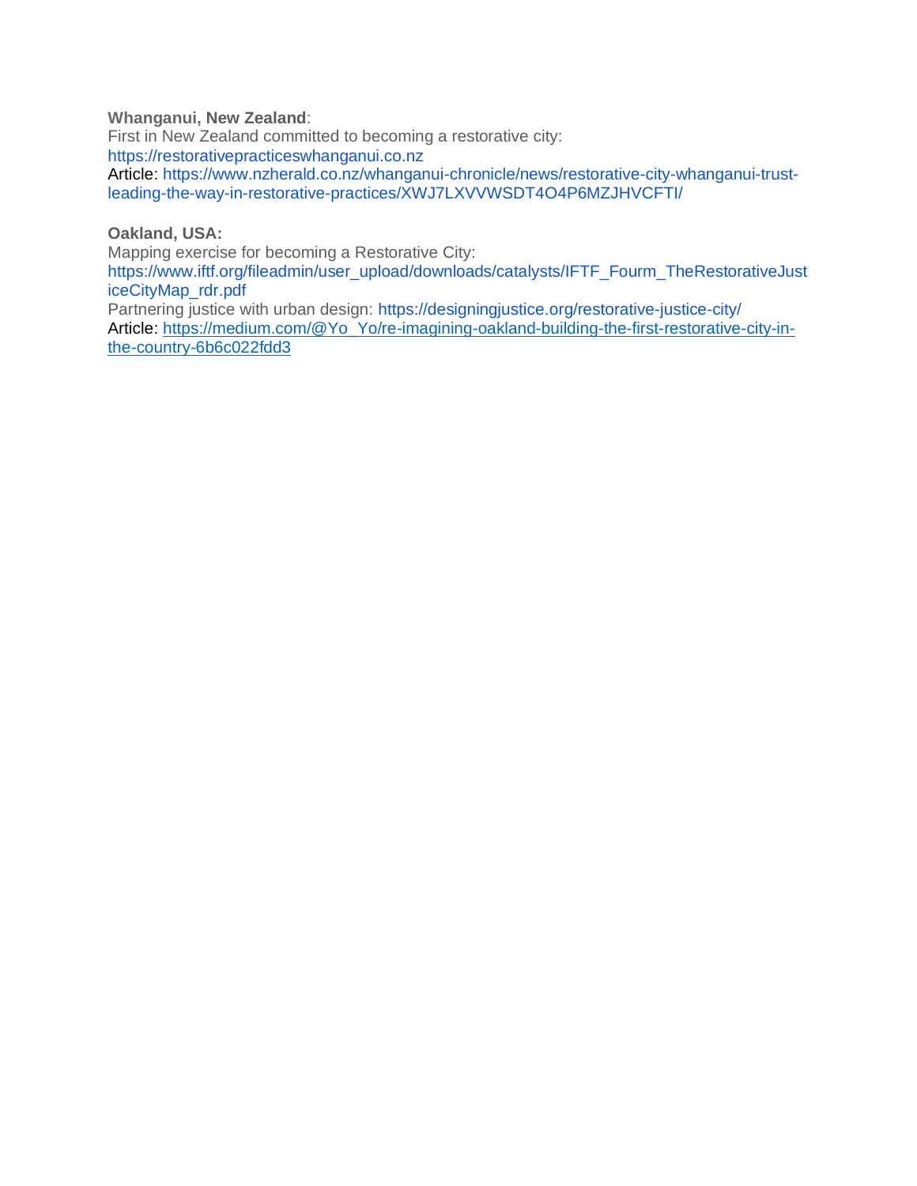**Whanganui, New Zealand**:
First in New Zealand committed to becoming a restorative city:
https://restorativepracticeswhanganui.co.nz
Article: https://www.nzherald.co.nz/whanganui-chronicle/news/restorative-city-whanganui-trust-leading-the-way-in-restorative-practices/XWJ7LXVVWSDT4O4P6MZJHVCFTI/

**Oakland, USA:**
Mapping exercise for becoming a Restorative City:
https://www.iftf.org/fileadmin/user_upload/downloads/catalysts/IFTF_Fourm_TheRestorativeJusticeCityMap_rdr.pdf
Partnering justice with urban design: https://designingjustice.org/restorative-justice-city/
Article: https://medium.com/@Yo_Yo/re-imagining-oakland-building-the-first-restorative-city-in-the-country-6b6c022fdd3